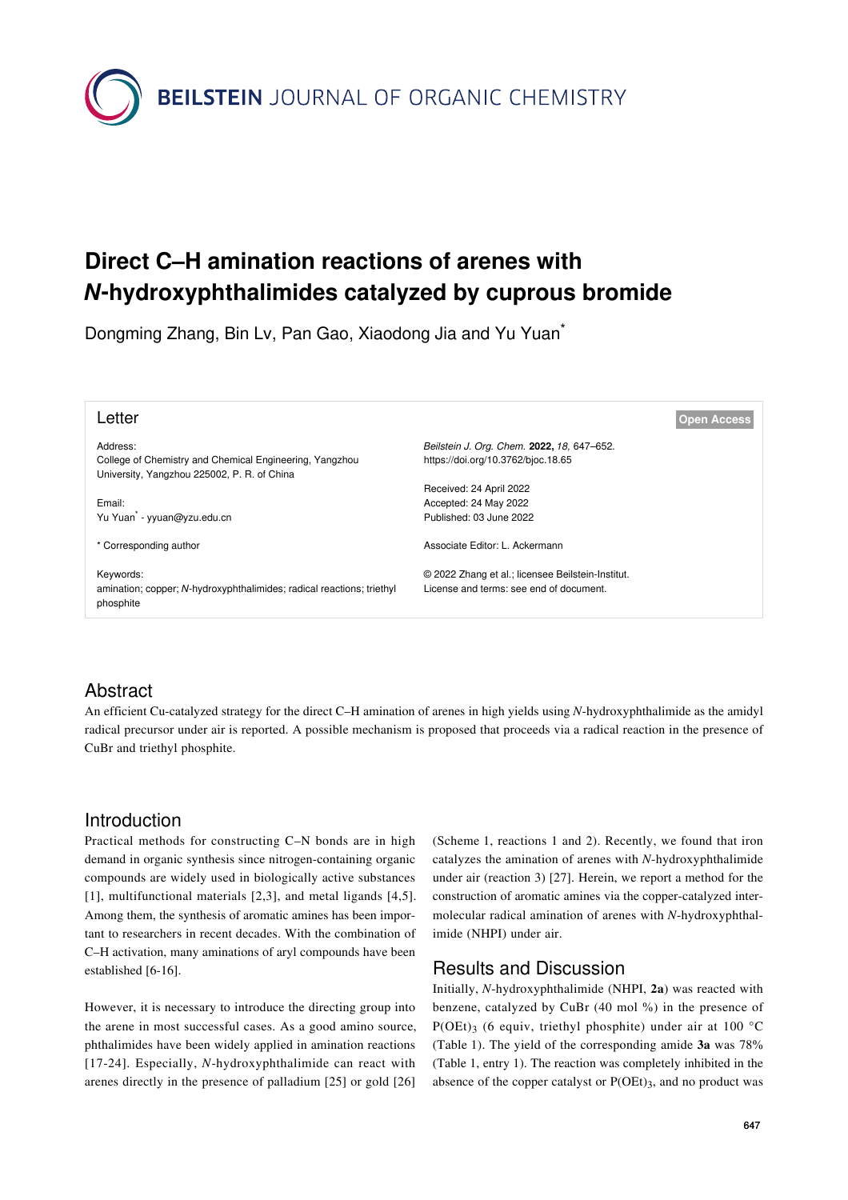BEILSTEIN JOURNAL OF ORGANIC CHEMISTRY

# Direct C–H amination reactions of arenes with *N*-hydroxyphthalimides catalyzed by cuprous bromide

Dongming Zhang, Bin Lv, Pan Gao, Xiaodong Jia and Yu Yuan*

**Letter**

**Open Access**

Address:
College of Chemistry and Chemical Engineering, Yangzhou University, Yangzhou 225002, P. R. of China

Email:
Yu Yuan* - yyuan@yzu.edu.cn

* Corresponding author

Keywords:
amination; copper; *N*-hydroxyphthalimides; radical reactions; triethyl phosphite

*Beilstein J. Org. Chem.* **2022,** *18,* 647–652.
https://doi.org/10.3762/bjoc.18.65

Received: 24 April 2022
Accepted: 24 May 2022
Published: 03 June 2022

Associate Editor: L. Ackermann

© 2022 Zhang et al.; licensee Beilstein-Institut.
License and terms: see end of document.

## Abstract

An efficient Cu-catalyzed strategy for the direct C–H amination of arenes in high yields using *N*-hydroxyphthalimide as the amidyl radical precursor under air is reported. A possible mechanism is proposed that proceeds via a radical reaction in the presence of CuBr and triethyl phosphite.

## Introduction

Practical methods for constructing C–N bonds are in high demand in organic synthesis since nitrogen-containing organic compounds are widely used in biologically active substances [1], multifunctional materials [2,3], and metal ligands [4,5]. Among them, the synthesis of aromatic amines has been important to researchers in recent decades. With the combination of C–H activation, many aminations of aryl compounds have been established [6-16].

However, it is necessary to introduce the directing group into the arene in most successful cases. As a good amino source, phthalimides have been widely applied in amination reactions [17-24]. Especially, *N*-hydroxyphthalimide can react with arenes directly in the presence of palladium [25] or gold [26] (Scheme 1, reactions 1 and 2). Recently, we found that iron catalyzes the amination of arenes with *N*-hydroxyphthalimide under air (reaction 3) [27]. Herein, we report a method for the construction of aromatic amines via the copper-catalyzed intermolecular radical amination of arenes with *N*-hydroxyphthalimide (NHPI) under air.

## Results and Discussion

Initially, *N*-hydroxyphthalimide (NHPI, **2a**) was reacted with benzene, catalyzed by CuBr (40 mol %) in the presence of $P(OEt)_3$ (6 equiv, triethyl phosphite) under air at 100 °C (Table 1). The yield of the corresponding amide **3a** was 78% (Table 1, entry 1). The reaction was completely inhibited in the absence of the copper catalyst or $P(OEt)_3$, and no product was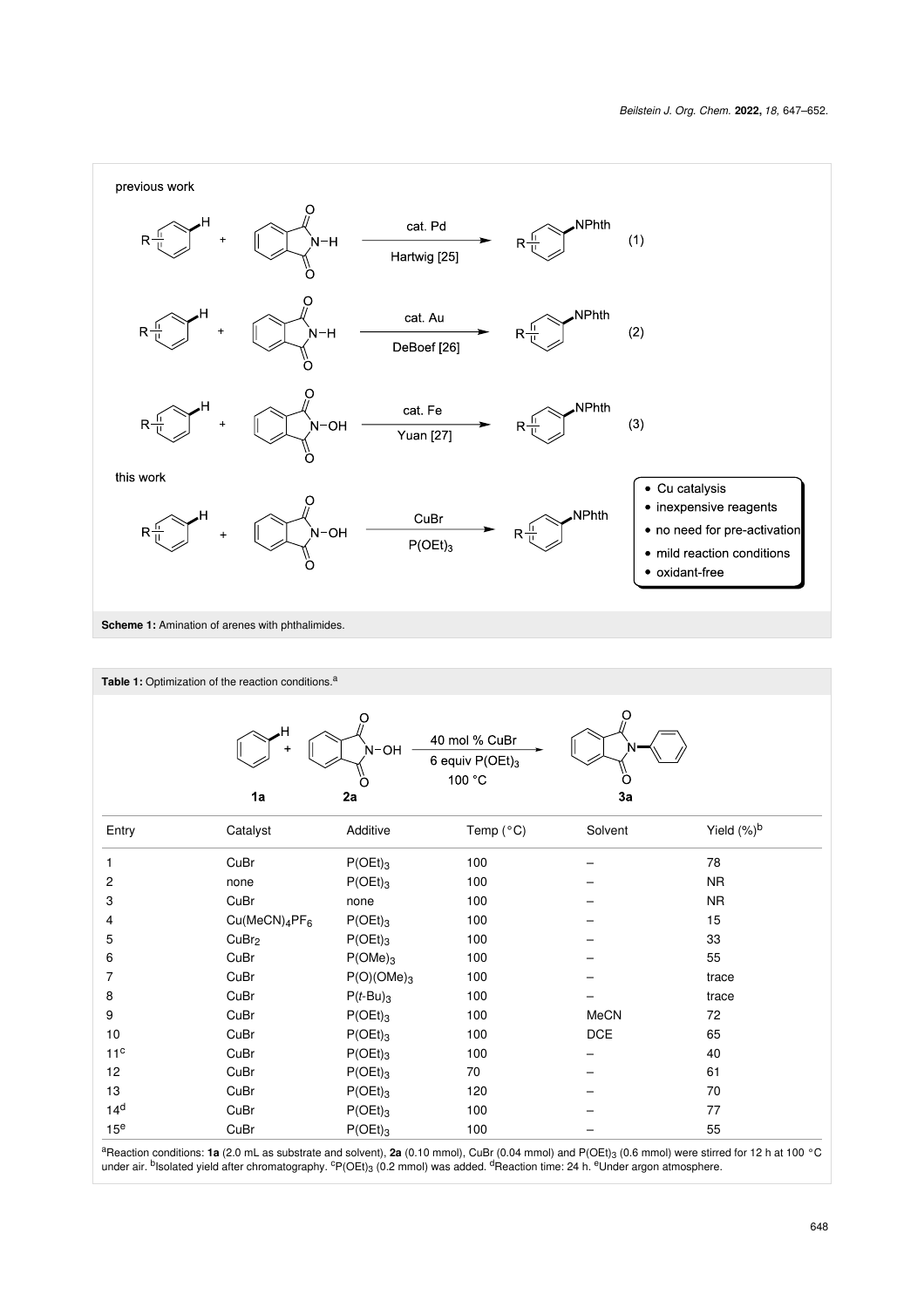previous work

R–Ar–H + PhthN–H → (cat. Pd, Hartwig [25]) → R–Ar–NPhth (1)

R–Ar–H + PhthN–H → (cat. Au, DeBoef [26]) → R–Ar–NPhth (2)

R–Ar–H + PhthN–OH → (cat. Fe, Yuan [27]) → R–Ar–NPhth (3)

this work

R–Ar–H + PhthN–OH → (CuBr, $P(OEt)_3$) → R–Ar–NPhth

- Cu catalysis
- inexpensive reagents
- no need for pre-activation
- mild reaction conditions
- oxidant-free

**Scheme 1:** Amination of arenes with phthalimides.

**Table 1:** Optimization of the reaction conditions.[a]

**1a** + **2a** → (40 mol % CuBr, 6 equiv $P(OEt)_3$, 100 °C) → **3a**

| Entry | Catalyst | Additive | Temp (°C) | Solvent | Yield (%)[b] |
|---|---|---|---|---|---|
| 1 | CuBr | $P(OEt)_3$ | 100 | – | 78 |
| 2 | none | $P(OEt)_3$ | 100 | – | NR |
| 3 | CuBr | none | 100 | – | NR |
| 4 | $Cu(MeCN)_4PF_6$ | $P(OEt)_3$ | 100 | – | 15 |
| 5 | $CuBr_2$ | $P(OEt)_3$ | 100 | – | 33 |
| 6 | CuBr | $P(OMe)_3$ | 100 | – | 55 |
| 7 | CuBr | $P(O)(OMe)_3$ | 100 | – | trace |
| 8 | CuBr | $P(t\text{-Bu})_3$ | 100 | – | trace |
| 9 | CuBr | $P(OEt)_3$ | 100 | MeCN | 72 |
| 10 | CuBr | $P(OEt)_3$ | 100 | DCE | 65 |
| 11[c] | CuBr | $P(OEt)_3$ | 100 | – | 40 |
| 12 | CuBr | $P(OEt)_3$ | 70 | – | 61 |
| 13 | CuBr | $P(OEt)_3$ | 120 | – | 70 |
| 14[d] | CuBr | $P(OEt)_3$ | 100 | – | 77 |
| 15[e] | CuBr | $P(OEt)_3$ | 100 | – | 55 |

[a]Reaction conditions: **1a** (2.0 mL as substrate and solvent), **2a** (0.10 mmol), CuBr (0.04 mmol) and $P(OEt)_3$ (0.6 mmol) were stirred for 12 h at 100 °C under air. [b]Isolated yield after chromatography. [c]$P(OEt)_3$ (0.2 mmol) was added. [d]Reaction time: 24 h. [e]Under argon atmosphere.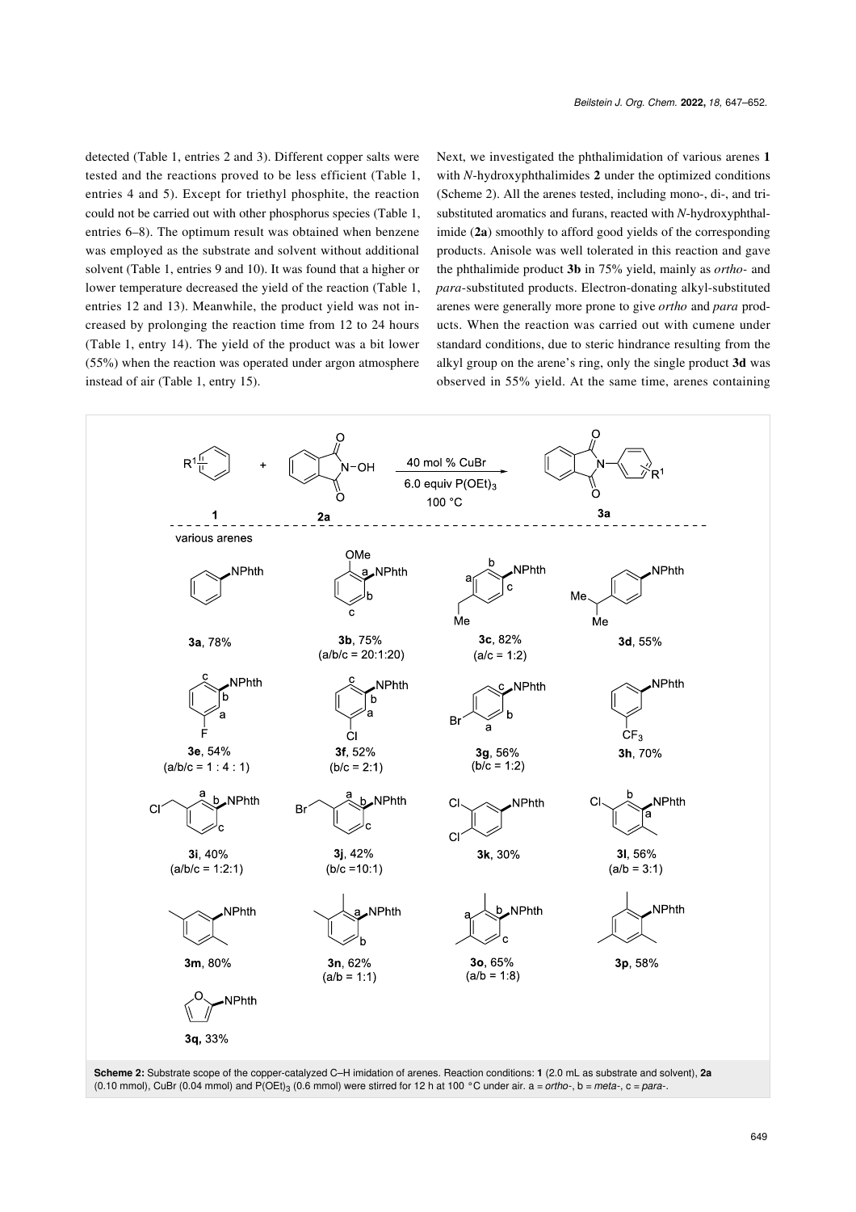detected (Table 1, entries 2 and 3). Different copper salts were tested and the reactions proved to be less efficient (Table 1, entries 4 and 5). Except for triethyl phosphite, the reaction could not be carried out with other phosphorus species (Table 1, entries 6–8). The optimum result was obtained when benzene was employed as the substrate and solvent without additional solvent (Table 1, entries 9 and 10). It was found that a higher or lower temperature decreased the yield of the reaction (Table 1, entries 12 and 13). Meanwhile, the product yield was not increased by prolonging the reaction time from 12 to 24 hours (Table 1, entry 14). The yield of the product was a bit lower (55%) when the reaction was operated under argon atmosphere instead of air (Table 1, entry 15).

Next, we investigated the phthalimidation of various arenes **1** with *N*-hydroxyphthalimides **2** under the optimized conditions (Scheme 2). All the arenes tested, including mono-, di-, and tri-substituted aromatics and furans, reacted with *N*-hydroxyphthalimide (**2a**) smoothly to afford good yields of the corresponding products. Anisole was well tolerated in this reaction and gave the phthalimide product **3b** in 75% yield, mainly as *ortho*- and *para*-substituted products. Electron-donating alkyl-substituted arenes were generally more prone to give *ortho* and *para* products. When the reaction was carried out with cumene under standard conditions, due to steric hindrance resulting from the alkyl group on the arene's ring, only the single product **3d** was observed in 55% yield. At the same time, arenes containing

**Scheme 2:** Substrate scope of the copper-catalyzed C–H imidation of arenes. Reaction conditions: **1** (2.0 mL as substrate and solvent), **2a** (0.10 mmol), CuBr (0.04 mmol) and $P(OEt)_3$ (0.6 mmol) were stirred for 12 h at 100 °C under air. a = *ortho*-, b = *meta*-, c = *para*-.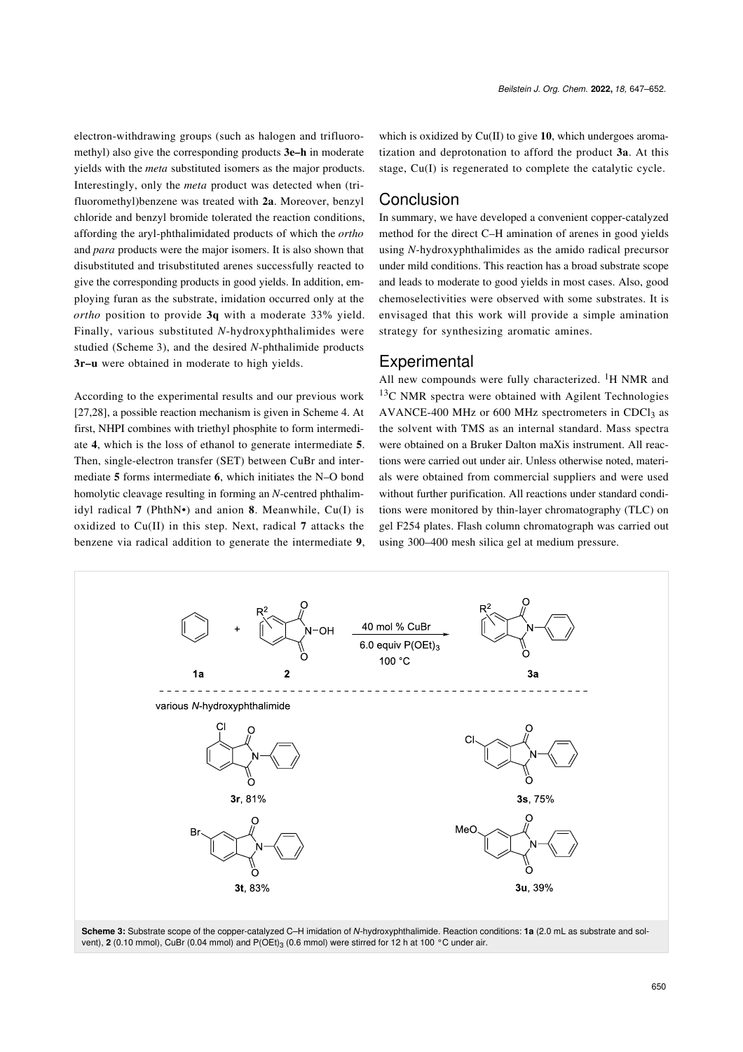electron-withdrawing groups (such as halogen and trifluoromethyl) also give the corresponding products **3e–h** in moderate yields with the *meta* substituted isomers as the major products. Interestingly, only the *meta* product was detected when (trifluoromethyl)benzene was treated with **2a**. Moreover, benzyl chloride and benzyl bromide tolerated the reaction conditions, affording the aryl-phthalimidated products of which the *ortho* and *para* products were the major isomers. It is also shown that disubstituted and trisubstituted arenes successfully reacted to give the corresponding products in good yields. In addition, employing furan as the substrate, imidation occurred only at the *ortho* position to provide **3q** with a moderate 33% yield. Finally, various substituted *N*-hydroxyphthalimides were studied (Scheme 3), and the desired *N*-phthalimide products **3r–u** were obtained in moderate to high yields.

According to the experimental results and our previous work [27,28], a possible reaction mechanism is given in Scheme 4. At first, NHPI combines with triethyl phosphite to form intermediate **4**, which is the loss of ethanol to generate intermediate **5**. Then, single-electron transfer (SET) between CuBr and intermediate **5** forms intermediate **6**, which initiates the N–O bond homolytic cleavage resulting in forming an *N*-centred phthalimidyl radical **7** (PhthN•) and anion **8**. Meanwhile, Cu(I) is oxidized to Cu(II) in this step. Next, radical **7** attacks the benzene via radical addition to generate the intermediate **9**, which is oxidized by Cu(II) to give **10**, which undergoes aromatization and deprotonation to afford the product **3a**. At this stage, Cu(I) is regenerated to complete the catalytic cycle.

## Conclusion

In summary, we have developed a convenient copper-catalyzed method for the direct C–H amination of arenes in good yields using *N*-hydroxyphthalimides as the amido radical precursor under mild conditions. This reaction has a broad substrate scope and leads to moderate to good yields in most cases. Also, good chemoselectivities were observed with some substrates. It is envisaged that this work will provide a simple amination strategy for synthesizing aromatic amines.

## Experimental

All new compounds were fully characterized. $^{1}$H NMR and $^{13}$C NMR spectra were obtained with Agilent Technologies AVANCE-400 MHz or 600 MHz spectrometers in $CDCl_3$ as the solvent with TMS as an internal standard. Mass spectra were obtained on a Bruker Dalton maXis instrument. All reactions were carried out under air. Unless otherwise noted, materials were obtained from commercial suppliers and were used without further purification. All reactions under standard conditions were monitored by thin-layer chromatography (TLC) on gel F254 plates. Flash column chromatograph was carried out using 300–400 mesh silica gel at medium pressure.

**1a** + **2** → **3a** (40 mol % CuBr, 6.0 equiv $P(OEt)_3$, 100 °C)

various *N*-hydroxyphthalimide

**3r**, 81%; **3s**, 75%; **3t**, 83%; **3u**, 39%

**Scheme 3:** Substrate scope of the copper-catalyzed C–H imidation of *N*-hydroxyphthalimide. Reaction conditions: **1a** (2.0 mL as substrate and solvent), **2** (0.10 mmol), CuBr (0.04 mmol) and $P(OEt)_3$ (0.6 mmol) were stirred for 12 h at 100 °C under air.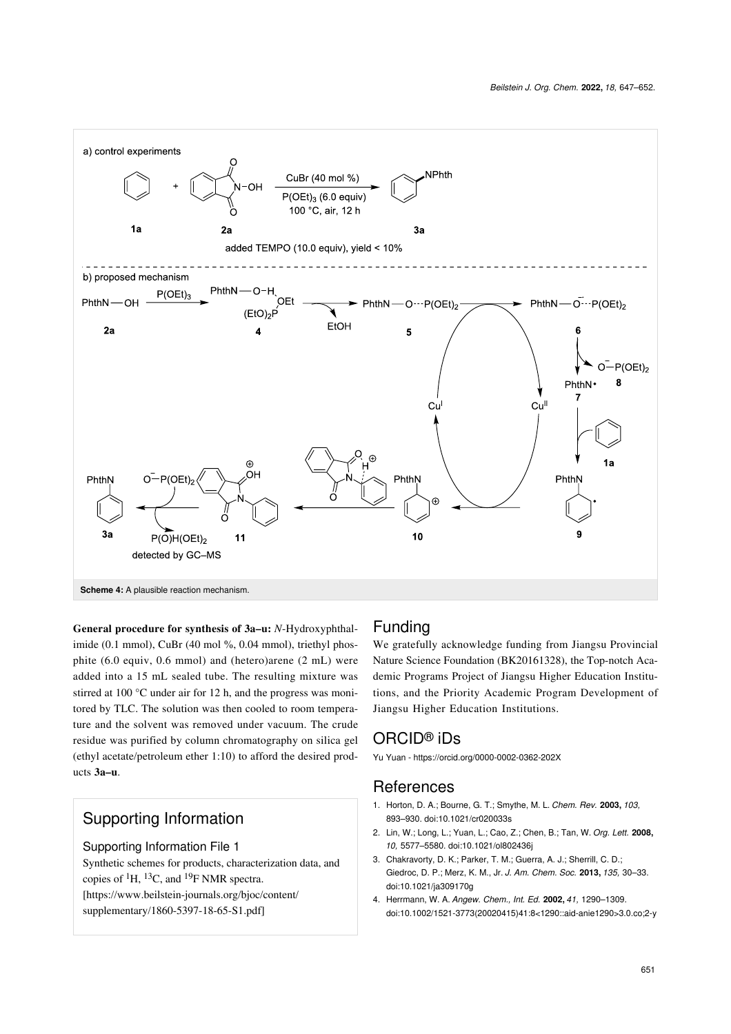Scheme 4: A plausible reaction mechanism.

**General procedure for synthesis of 3a–u:** *N*-Hydroxyphthalimide (0.1 mmol), CuBr (40 mol %, 0.04 mmol), triethyl phosphite (6.0 equiv, 0.6 mmol) and (hetero)arene (2 mL) were added into a 15 mL sealed tube. The resulting mixture was stirred at 100 °C under air for 12 h, and the progress was monitored by TLC. The solution was then cooled to room temperature and the solvent was removed under vacuum. The crude residue was purified by column chromatography on silica gel (ethyl acetate/petroleum ether 1:10) to afford the desired products **3a–u**.

## Supporting Information

### Supporting Information File 1

Synthetic schemes for products, characterization data, and copies of $^{1}H$, $^{13}C$, and $^{19}F$ NMR spectra.
[https://www.beilstein-journals.org/bjoc/content/supplementary/1860-5397-18-65-S1.pdf]

## Funding

We gratefully acknowledge funding from Jiangsu Provincial Nature Science Foundation (BK20161328), the Top-notch Academic Programs Project of Jiangsu Higher Education Institutions, and the Priority Academic Program Development of Jiangsu Higher Education Institutions.

## ORCID® iDs

Yu Yuan - https://orcid.org/0000-0002-0362-202X

## References

1. Horton, D. A.; Bourne, G. T.; Smythe, M. L. *Chem. Rev.* **2003,** *103,* 893–930. doi:10.1021/cr020033s
2. Lin, W.; Long, L.; Yuan, L.; Cao, Z.; Chen, B.; Tan, W. *Org. Lett.* **2008,** *10,* 5577–5580. doi:10.1021/ol802436j
3. Chakravorty, D. K.; Parker, T. M.; Guerra, A. J.; Sherrill, C. D.; Giedroc, D. P.; Merz, K. M., Jr. *J. Am. Chem. Soc.* **2013,** *135,* 30–33. doi:10.1021/ja309170g
4. Herrmann, W. A. *Angew. Chem., Int. Ed.* **2002,** *41,* 1290–1309. doi:10.1002/1521-3773(20020415)41:8<1290::aid-anie1290>3.0.co;2-y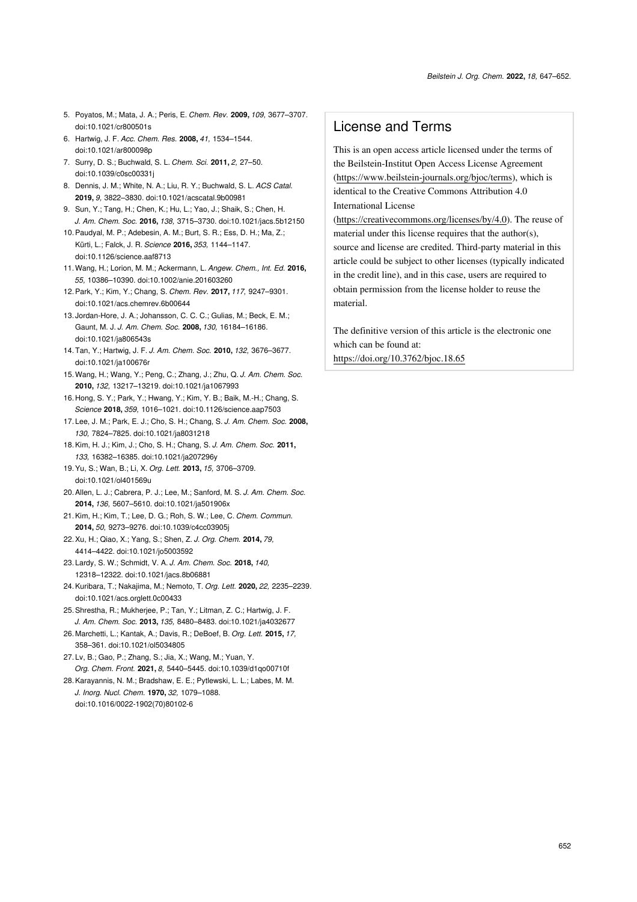5. Poyatos, M.; Mata, J. A.; Peris, E. *Chem. Rev.* **2009,** *109,* 3677–3707. doi:10.1021/cr800501s
6. Hartwig, J. F. *Acc. Chem. Res.* **2008,** *41,* 1534–1544. doi:10.1021/ar800098p
7. Surry, D. S.; Buchwald, S. L. *Chem. Sci.* **2011,** *2,* 27–50. doi:10.1039/c0sc00331j
8. Dennis, J. M.; White, N. A.; Liu, R. Y.; Buchwald, S. L. *ACS Catal.* **2019,** *9,* 3822–3830. doi:10.1021/acscatal.9b00981
9. Sun, Y.; Tang, H.; Chen, K.; Hu, L.; Yao, J.; Shaik, S.; Chen, H. *J. Am. Chem. Soc.* **2016,** *138,* 3715–3730. doi:10.1021/jacs.5b12150
10. Paudyal, M. P.; Adebesin, A. M.; Burt, S. R.; Ess, D. H.; Ma, Z.; Kürti, L.; Falck, J. R. *Science* **2016,** *353,* 1144–1147. doi:10.1126/science.aaf8713
11. Wang, H.; Lorion, M. M.; Ackermann, L. *Angew. Chem., Int. Ed.* **2016,** *55,* 10386–10390. doi:10.1002/anie.201603260
12. Park, Y.; Kim, Y.; Chang, S. *Chem. Rev.* **2017,** *117,* 9247–9301. doi:10.1021/acs.chemrev.6b00644
13. Jordan-Hore, J. A.; Johansson, C. C. C.; Gulias, M.; Beck, E. M.; Gaunt, M. J. *J. Am. Chem. Soc.* **2008,** *130,* 16184–16186. doi:10.1021/ja806543s
14. Tan, Y.; Hartwig, J. F. *J. Am. Chem. Soc.* **2010,** *132,* 3676–3677. doi:10.1021/ja100676r
15. Wang, H.; Wang, Y.; Peng, C.; Zhang, J.; Zhu, Q. *J. Am. Chem. Soc.* **2010,** *132,* 13217–13219. doi:10.1021/ja1067993
16. Hong, S. Y.; Park, Y.; Hwang, Y.; Kim, Y. B.; Baik, M.-H.; Chang, S. *Science* **2018,** *359,* 1016–1021. doi:10.1126/science.aap7503
17. Lee, J. M.; Park, E. J.; Cho, S. H.; Chang, S. *J. Am. Chem. Soc.* **2008,** *130,* 7824–7825. doi:10.1021/ja8031218
18. Kim, H. J.; Kim, J.; Cho, S. H.; Chang, S. *J. Am. Chem. Soc.* **2011,** *133,* 16382–16385. doi:10.1021/ja207296y
19. Yu, S.; Wan, B.; Li, X. *Org. Lett.* **2013,** *15,* 3706–3709. doi:10.1021/ol401569u
20. Allen, L. J.; Cabrera, P. J.; Lee, M.; Sanford, M. S. *J. Am. Chem. Soc.* **2014,** *136,* 5607–5610. doi:10.1021/ja501906x
21. Kim, H.; Kim, T.; Lee, D. G.; Roh, S. W.; Lee, C. *Chem. Commun.* **2014,** *50,* 9273–9276. doi:10.1039/c4cc03905j
22. Xu, H.; Qiao, X.; Yang, S.; Shen, Z. *J. Org. Chem.* **2014,** *79,* 4414–4422. doi:10.1021/jo5003592
23. Lardy, S. W.; Schmidt, V. A. *J. Am. Chem. Soc.* **2018,** *140,* 12318–12322. doi:10.1021/jacs.8b06881
24. Kuribara, T.; Nakajima, M.; Nemoto, T. *Org. Lett.* **2020,** *22,* 2235–2239. doi:10.1021/acs.orglett.0c00433
25. Shrestha, R.; Mukherjee, P.; Tan, Y.; Litman, Z. C.; Hartwig, J. F. *J. Am. Chem. Soc.* **2013,** *135,* 8480–8483. doi:10.1021/ja4032677
26. Marchetti, L.; Kantak, A.; Davis, R.; DeBoef, B. *Org. Lett.* **2015,** *17,* 358–361. doi:10.1021/ol5034805
27. Lv, B.; Gao, P.; Zhang, S.; Jia, X.; Wang, M.; Yuan, Y. *Org. Chem. Front.* **2021,** *8,* 5440–5445. doi:10.1039/d1qo00710f
28. Karayannis, N. M.; Bradshaw, E. E.; Pytlewski, L. L.; Labes, M. M. *J. Inorg. Nucl. Chem.* **1970,** *32,* 1079–1088. doi:10.1016/0022-1902(70)80102-6

## License and Terms

This is an open access article licensed under the terms of the Beilstein-Institut Open Access License Agreement (https://www.beilstein-journals.org/bjoc/terms), which is identical to the Creative Commons Attribution 4.0 International License (https://creativecommons.org/licenses/by/4.0). The reuse of material under this license requires that the author(s), source and license are credited. Third-party material in this article could be subject to other licenses (typically indicated in the credit line), and in this case, users are required to obtain permission from the license holder to reuse the material.

The definitive version of this article is the electronic one which can be found at: https://doi.org/10.3762/bjoc.18.65